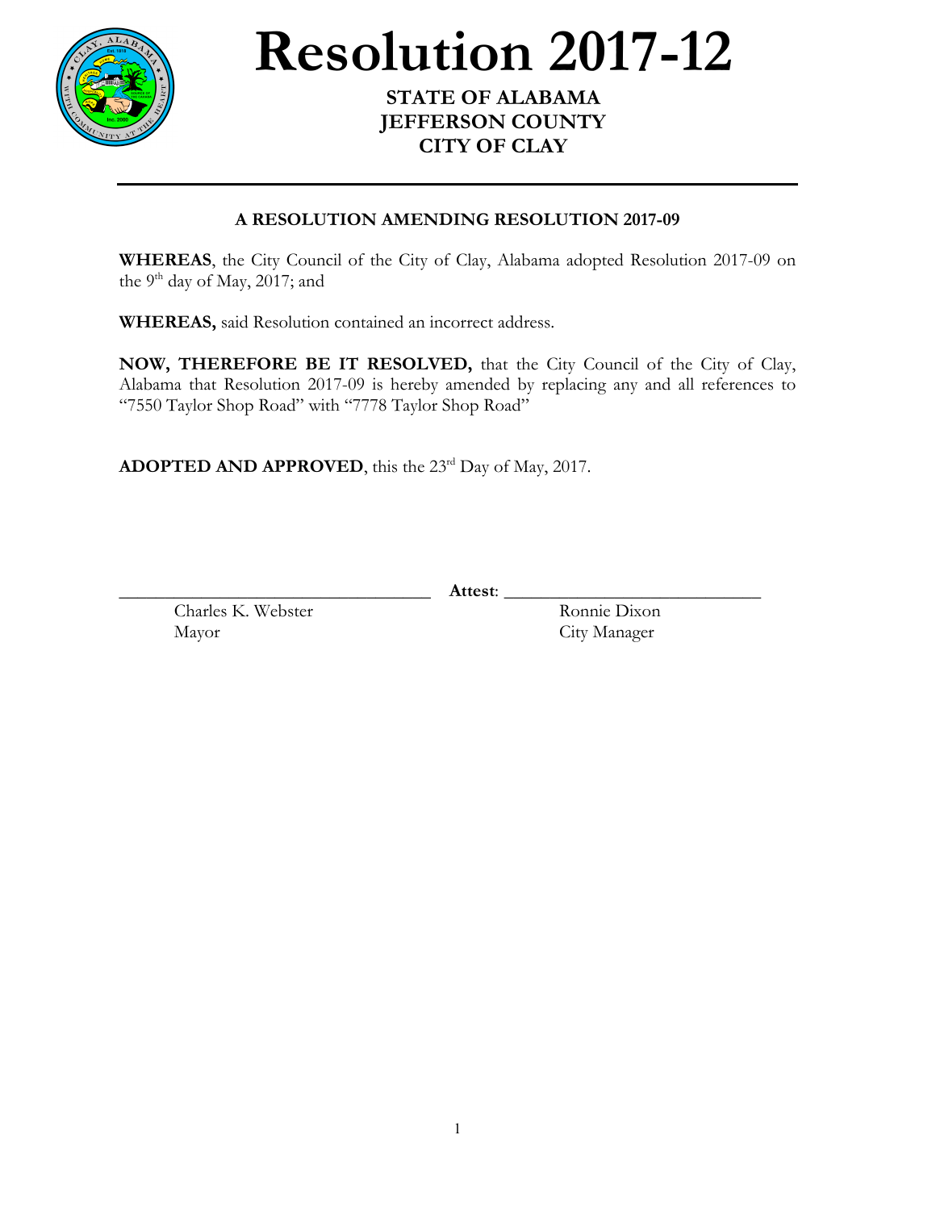# Resolution 2017-12

**STATE OF ALABAMA**
**JEFFERSON COUNTY**
**CITY OF CLAY**

---

**A RESOLUTION AMENDING RESOLUTION 2017-09**

**WHEREAS**, the City Council of the City of Clay, Alabama adopted Resolution 2017-09 on the 9th day of May, 2017; and

**WHEREAS,** said Resolution contained an incorrect address.

**NOW, THEREFORE BE IT RESOLVED,** that the City Council of the City of Clay, Alabama that Resolution 2017-09 is hereby amended by replacing any and all references to "7550 Taylor Shop Road" with "7778 Taylor Shop Road"

**ADOPTED AND APPROVED**, this the 23rd Day of May, 2017.

\_\_\_\_\_\_\_\_\_\_\_\_\_\_\_\_\_\_\_\_\_\_\_\_\_\_\_\_\_\_\_\_\_\_ **Attest**: \_\_\_\_\_\_\_\_\_\_\_\_\_\_\_\_\_\_\_\_\_\_\_\_\_\_\_\_\_\_

Charles K. Webster
Mayor

Ronnie Dixon
City Manager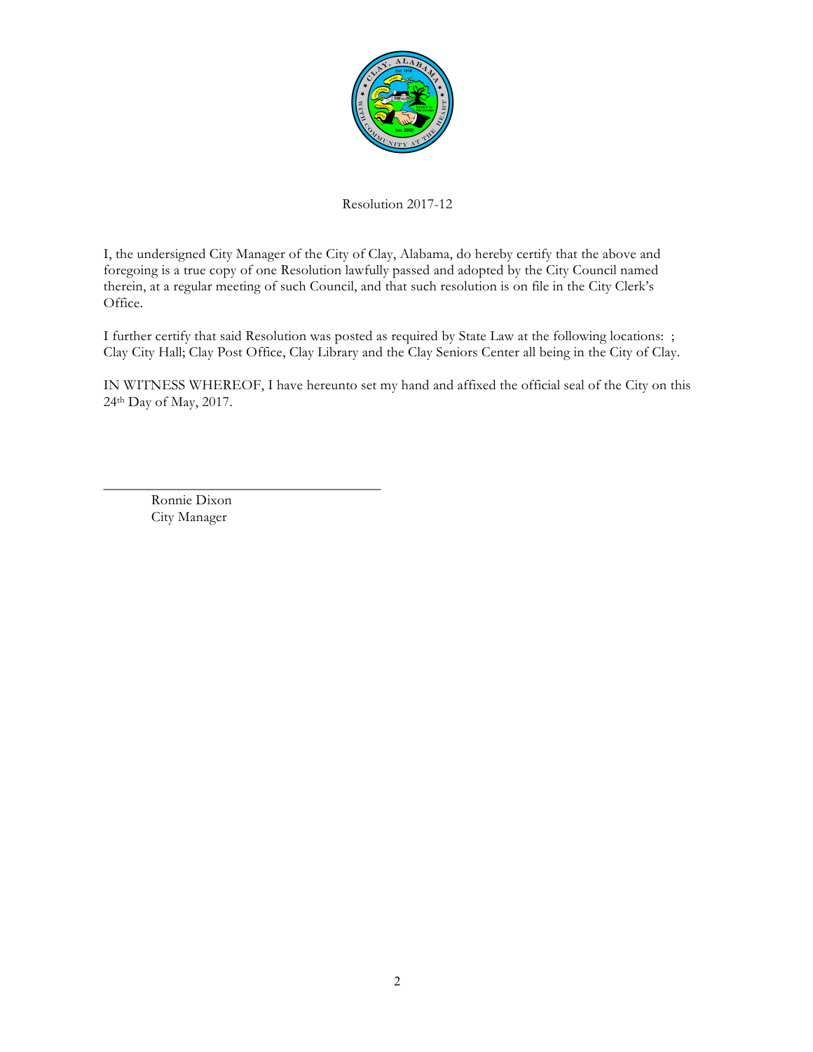Resolution 2017-12

I, the undersigned City Manager of the City of Clay, Alabama, do hereby certify that the above and foregoing is a true copy of one Resolution lawfully passed and adopted by the City Council named therein, at a regular meeting of such Council, and that such resolution is on file in the City Clerk's Office.

I further certify that said Resolution was posted as required by State Law at the following locations: ; Clay City Hall; Clay Post Office, Clay Library and the Clay Seniors Center all being in the City of Clay.

IN WITNESS WHEREOF, I have hereunto set my hand and affixed the official seal of the City on this 24th Day of May, 2017.

\_\_\_\_\_\_\_\_\_\_\_\_\_\_\_\_\_\_\_\_\_\_\_\_\_\_\_\_\_\_\_\_\_\_\_\_\_\_\_\_

Ronnie Dixon
City Manager